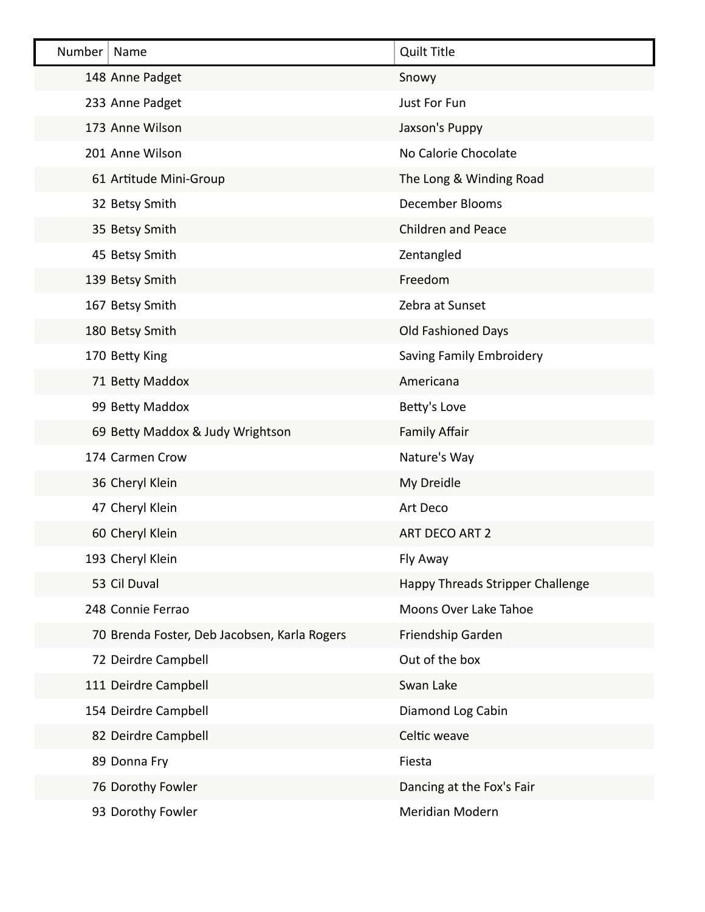| Number | Name | Quilt Title |
|---|---|---|
| 148 | Anne Padget | Snowy |
| 233 | Anne Padget | Just For Fun |
| 173 | Anne Wilson | Jaxson's Puppy |
| 201 | Anne Wilson | No Calorie Chocolate |
| 61 | Artitude Mini-Group | The Long & Winding Road |
| 32 | Betsy Smith | December Blooms |
| 35 | Betsy Smith | Children and Peace |
| 45 | Betsy Smith | Zentangled |
| 139 | Betsy Smith | Freedom |
| 167 | Betsy Smith | Zebra at Sunset |
| 180 | Betsy Smith | Old Fashioned Days |
| 170 | Betty King | Saving Family Embroidery |
| 71 | Betty Maddox | Americana |
| 99 | Betty Maddox | Betty's Love |
| 69 | Betty Maddox & Judy Wrightson | Family Affair |
| 174 | Carmen Crow | Nature's Way |
| 36 | Cheryl Klein | My Dreidle |
| 47 | Cheryl Klein | Art Deco |
| 60 | Cheryl Klein | ART DECO ART 2 |
| 193 | Cheryl Klein | Fly Away |
| 53 | Cil Duval | Happy Threads Stripper Challenge |
| 248 | Connie Ferrao | Moons Over Lake Tahoe |
| 70 | Brenda Foster, Deb Jacobsen, Karla Rogers | Friendship Garden |
| 72 | Deirdre Campbell | Out of the box |
| 111 | Deirdre Campbell | Swan Lake |
| 154 | Deirdre Campbell | Diamond Log Cabin |
| 82 | Deirdre Campbell | Celtic weave |
| 89 | Donna Fry | Fiesta |
| 76 | Dorothy Fowler | Dancing at the Fox's Fair |
| 93 | Dorothy Fowler | Meridian Modern |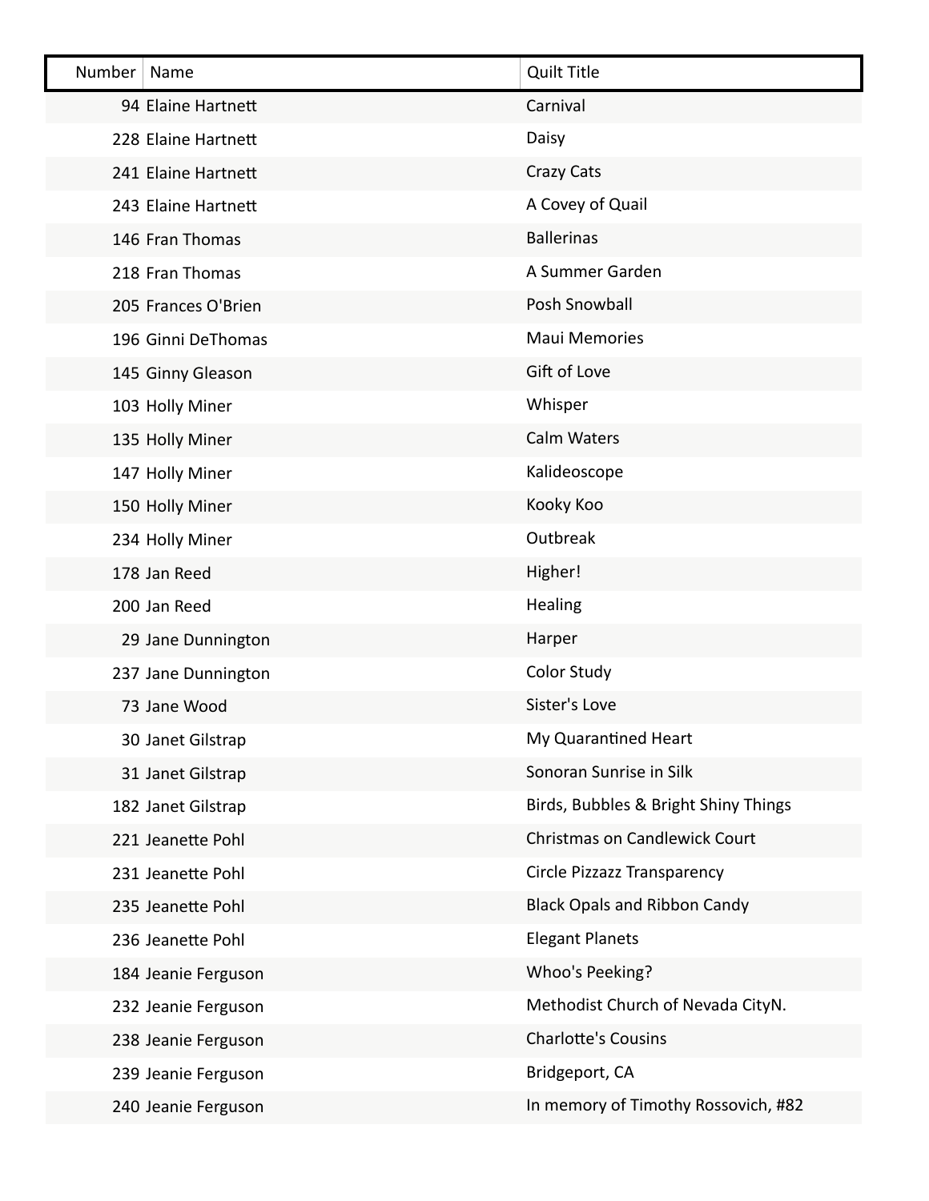| Number | Name | Quilt Title |
|---|---|---|
| 94 | Elaine Hartnett | Carnival |
| 228 | Elaine Hartnett | Daisy |
| 241 | Elaine Hartnett | Crazy Cats |
| 243 | Elaine Hartnett | A Covey of Quail |
| 146 | Fran Thomas | Ballerinas |
| 218 | Fran Thomas | A Summer Garden |
| 205 | Frances O'Brien | Posh Snowball |
| 196 | Ginni DeThomas | Maui Memories |
| 145 | Ginny Gleason | Gift of Love |
| 103 | Holly Miner | Whisper |
| 135 | Holly Miner | Calm Waters |
| 147 | Holly Miner | Kalideoscope |
| 150 | Holly Miner | Kooky Koo |
| 234 | Holly Miner | Outbreak |
| 178 | Jan Reed | Higher! |
| 200 | Jan Reed | Healing |
| 29 | Jane Dunnington | Harper |
| 237 | Jane Dunnington | Color Study |
| 73 | Jane Wood | Sister's Love |
| 30 | Janet Gilstrap | My Quarantined Heart |
| 31 | Janet Gilstrap | Sonoran Sunrise in Silk |
| 182 | Janet Gilstrap | Birds, Bubbles & Bright Shiny Things |
| 221 | Jeanette Pohl | Christmas on Candlewick Court |
| 231 | Jeanette Pohl | Circle Pizzazz Transparency |
| 235 | Jeanette Pohl | Black Opals and Ribbon Candy |
| 236 | Jeanette Pohl | Elegant Planets |
| 184 | Jeanie Ferguson | Whoo's Peeking? |
| 232 | Jeanie Ferguson | Methodist Church of Nevada CityN. |
| 238 | Jeanie Ferguson | Charlotte's Cousins |
| 239 | Jeanie Ferguson | Bridgeport, CA |
| 240 | Jeanie Ferguson | In memory of Timothy Rossovich, #82 |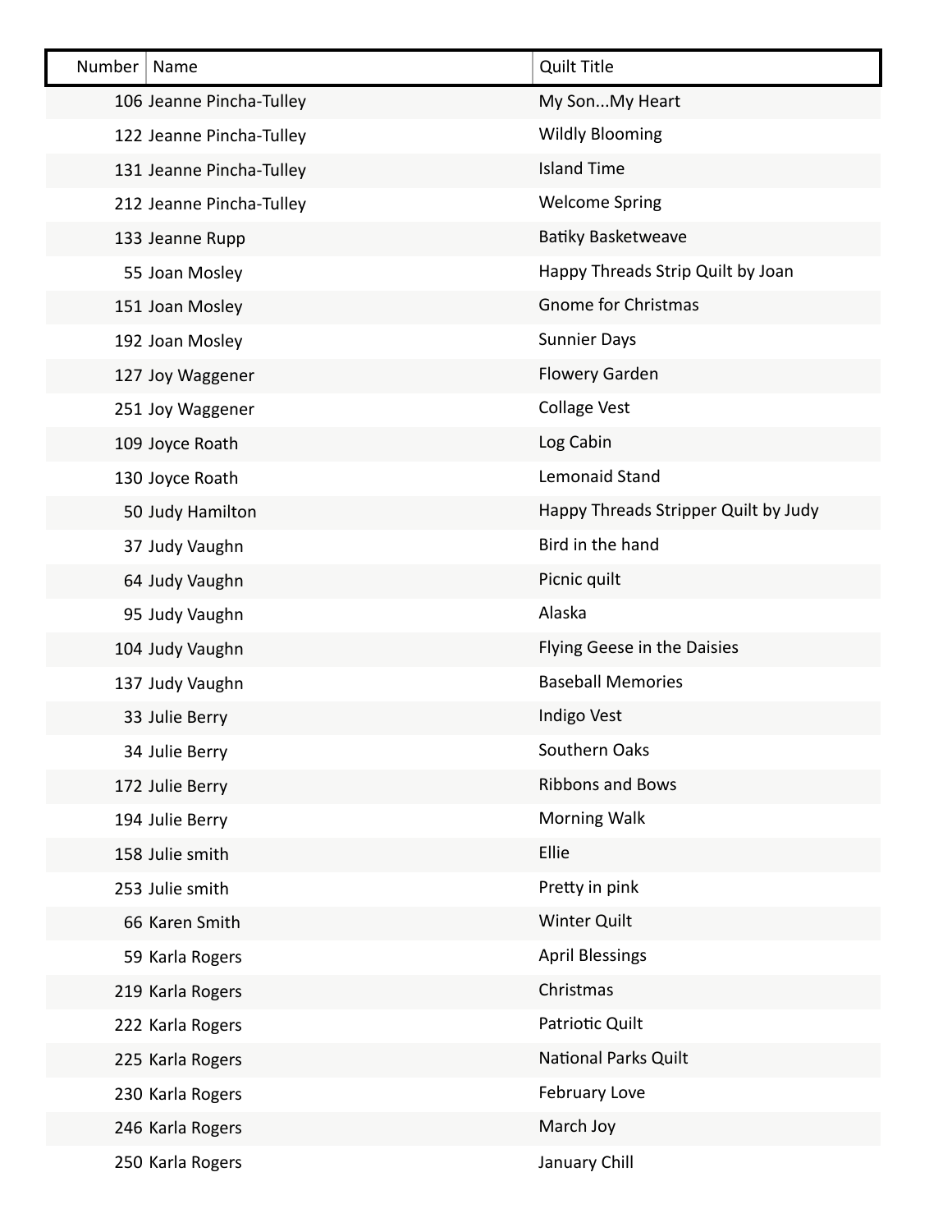| Number | Name | Quilt Title |
| --- | --- | --- |
| 106 | Jeanne Pincha-Tulley | My Son...My Heart |
| 122 | Jeanne Pincha-Tulley | Wildly Blooming |
| 131 | Jeanne Pincha-Tulley | Island Time |
| 212 | Jeanne Pincha-Tulley | Welcome Spring |
| 133 | Jeanne Rupp | Batiky Basketweave |
| 55 | Joan Mosley | Happy Threads Strip Quilt by Joan |
| 151 | Joan Mosley | Gnome for Christmas |
| 192 | Joan Mosley | Sunnier Days |
| 127 | Joy Waggener | Flowery Garden |
| 251 | Joy Waggener | Collage Vest |
| 109 | Joyce Roath | Log Cabin |
| 130 | Joyce Roath | Lemonaid Stand |
| 50 | Judy Hamilton | Happy Threads Stripper Quilt by Judy |
| 37 | Judy Vaughn | Bird in the hand |
| 64 | Judy Vaughn | Picnic quilt |
| 95 | Judy Vaughn | Alaska |
| 104 | Judy Vaughn | Flying Geese in the Daisies |
| 137 | Judy Vaughn | Baseball Memories |
| 33 | Julie Berry | Indigo Vest |
| 34 | Julie Berry | Southern Oaks |
| 172 | Julie Berry | Ribbons and Bows |
| 194 | Julie Berry | Morning Walk |
| 158 | Julie smith | Ellie |
| 253 | Julie smith | Pretty in pink |
| 66 | Karen Smith | Winter Quilt |
| 59 | Karla Rogers | April Blessings |
| 219 | Karla Rogers | Christmas |
| 222 | Karla Rogers | Patriotic Quilt |
| 225 | Karla Rogers | National Parks Quilt |
| 230 | Karla Rogers | February Love |
| 246 | Karla Rogers | March Joy |
| 250 | Karla Rogers | January Chill |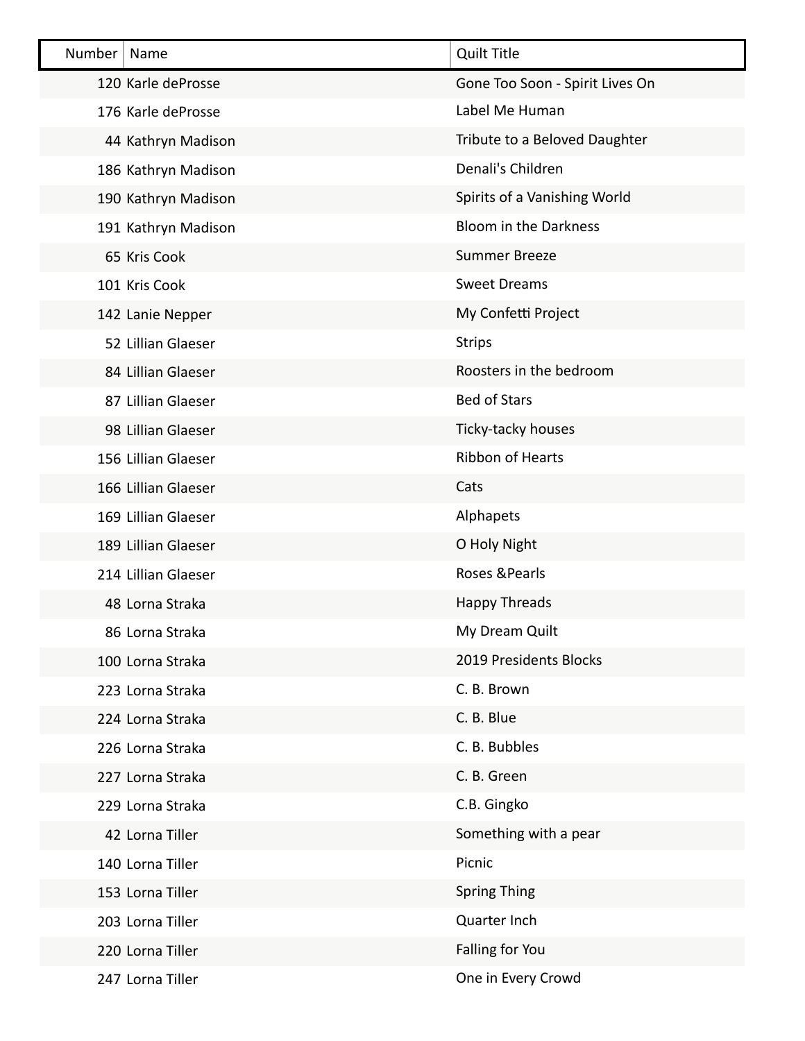| Number | Name | Quilt Title |
|---|---|---|
| 120 | Karle deProsse | Gone Too Soon - Spirit Lives On |
| 176 | Karle deProsse | Label Me Human |
| 44 | Kathryn Madison | Tribute to a Beloved Daughter |
| 186 | Kathryn Madison | Denali's Children |
| 190 | Kathryn Madison | Spirits of a Vanishing World |
| 191 | Kathryn Madison | Bloom in the Darkness |
| 65 | Kris Cook | Summer Breeze |
| 101 | Kris Cook | Sweet Dreams |
| 142 | Lanie Nepper | My Confetti Project |
| 52 | Lillian Glaeser | Strips |
| 84 | Lillian Glaeser | Roosters in the bedroom |
| 87 | Lillian Glaeser | Bed of Stars |
| 98 | Lillian Glaeser | Ticky-tacky houses |
| 156 | Lillian Glaeser | Ribbon of Hearts |
| 166 | Lillian Glaeser | Cats |
| 169 | Lillian Glaeser | Alphapets |
| 189 | Lillian Glaeser | O Holy Night |
| 214 | Lillian Glaeser | Roses &Pearls |
| 48 | Lorna Straka | Happy Threads |
| 86 | Lorna Straka | My Dream Quilt |
| 100 | Lorna Straka | 2019 Presidents Blocks |
| 223 | Lorna Straka | C. B. Brown |
| 224 | Lorna Straka | C. B. Blue |
| 226 | Lorna Straka | C. B. Bubbles |
| 227 | Lorna Straka | C. B. Green |
| 229 | Lorna Straka | C.B. Gingko |
| 42 | Lorna Tiller | Something with a pear |
| 140 | Lorna Tiller | Picnic |
| 153 | Lorna Tiller | Spring Thing |
| 203 | Lorna Tiller | Quarter Inch |
| 220 | Lorna Tiller | Falling for You |
| 247 | Lorna Tiller | One in Every Crowd |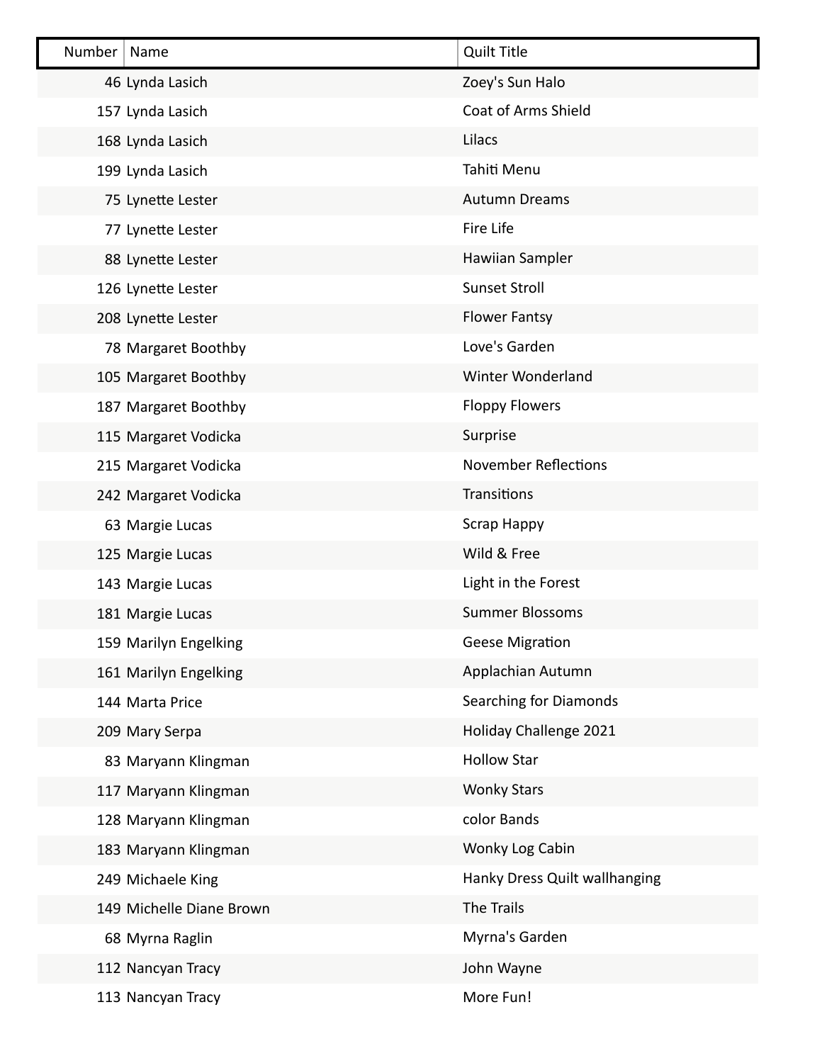| Number | Name | Quilt Title |
|---|---|---|
| 46 | Lynda Lasich | Zoey's Sun Halo |
| 157 | Lynda Lasich | Coat of Arms Shield |
| 168 | Lynda Lasich | Lilacs |
| 199 | Lynda Lasich | Tahiti Menu |
| 75 | Lynette Lester | Autumn Dreams |
| 77 | Lynette Lester | Fire Life |
| 88 | Lynette Lester | Hawiian Sampler |
| 126 | Lynette Lester | Sunset Stroll |
| 208 | Lynette Lester | Flower Fantsy |
| 78 | Margaret Boothby | Love's Garden |
| 105 | Margaret Boothby | Winter Wonderland |
| 187 | Margaret Boothby | Floppy Flowers |
| 115 | Margaret Vodicka | Surprise |
| 215 | Margaret Vodicka | November Reflections |
| 242 | Margaret Vodicka | Transitions |
| 63 | Margie Lucas | Scrap Happy |
| 125 | Margie Lucas | Wild & Free |
| 143 | Margie Lucas | Light in the Forest |
| 181 | Margie Lucas | Summer Blossoms |
| 159 | Marilyn Engelking | Geese Migration |
| 161 | Marilyn Engelking | Applachian Autumn |
| 144 | Marta Price | Searching for Diamonds |
| 209 | Mary Serpa | Holiday Challenge 2021 |
| 83 | Maryann Klingman | Hollow Star |
| 117 | Maryann Klingman | Wonky Stars |
| 128 | Maryann Klingman | color Bands |
| 183 | Maryann Klingman | Wonky Log Cabin |
| 249 | Michaele King | Hanky Dress Quilt wallhanging |
| 149 | Michelle Diane Brown | The Trails |
| 68 | Myrna Raglin | Myrna's Garden |
| 112 | Nancyan Tracy | John Wayne |
| 113 | Nancyan Tracy | More Fun! |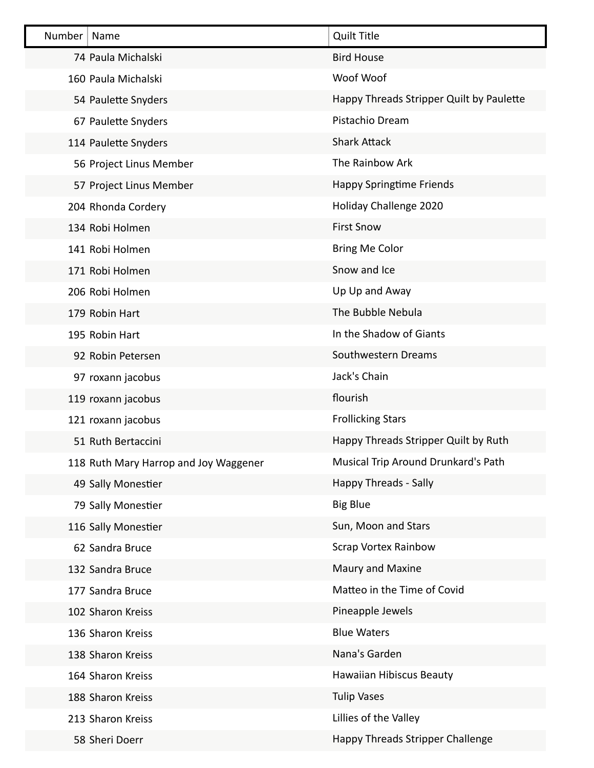| Number | Name | Quilt Title |
| --- | --- | --- |
| 74 | Paula Michalski | Bird House |
| 160 | Paula Michalski | Woof Woof |
| 54 | Paulette Snyders | Happy Threads Stripper Quilt by Paulette |
| 67 | Paulette Snyders | Pistachio Dream |
| 114 | Paulette Snyders | Shark Attack |
| 56 | Project Linus Member | The Rainbow Ark |
| 57 | Project Linus Member | Happy Springtime Friends |
| 204 | Rhonda Cordery | Holiday Challenge 2020 |
| 134 | Robi Holmen | First Snow |
| 141 | Robi Holmen | Bring Me Color |
| 171 | Robi Holmen | Snow and Ice |
| 206 | Robi Holmen | Up Up and Away |
| 179 | Robin Hart | The Bubble Nebula |
| 195 | Robin Hart | In the Shadow of Giants |
| 92 | Robin Petersen | Southwestern Dreams |
| 97 | roxann jacobus | Jack's Chain |
| 119 | roxann jacobus | flourish |
| 121 | roxann jacobus | Frollicking Stars |
| 51 | Ruth Bertaccini | Happy Threads Stripper Quilt by Ruth |
| 118 | Ruth Mary Harrop and Joy Waggener | Musical Trip Around Drunkard's Path |
| 49 | Sally Monestier | Happy Threads - Sally |
| 79 | Sally Monestier | Big Blue |
| 116 | Sally Monestier | Sun, Moon and Stars |
| 62 | Sandra Bruce | Scrap Vortex Rainbow |
| 132 | Sandra Bruce | Maury and Maxine |
| 177 | Sandra Bruce | Matteo in the Time of Covid |
| 102 | Sharon Kreiss | Pineapple Jewels |
| 136 | Sharon Kreiss | Blue Waters |
| 138 | Sharon Kreiss | Nana's Garden |
| 164 | Sharon Kreiss | Hawaiian Hibiscus Beauty |
| 188 | Sharon Kreiss | Tulip Vases |
| 213 | Sharon Kreiss | Lillies of the Valley |
| 58 | Sheri Doerr | Happy Threads Stripper Challenge |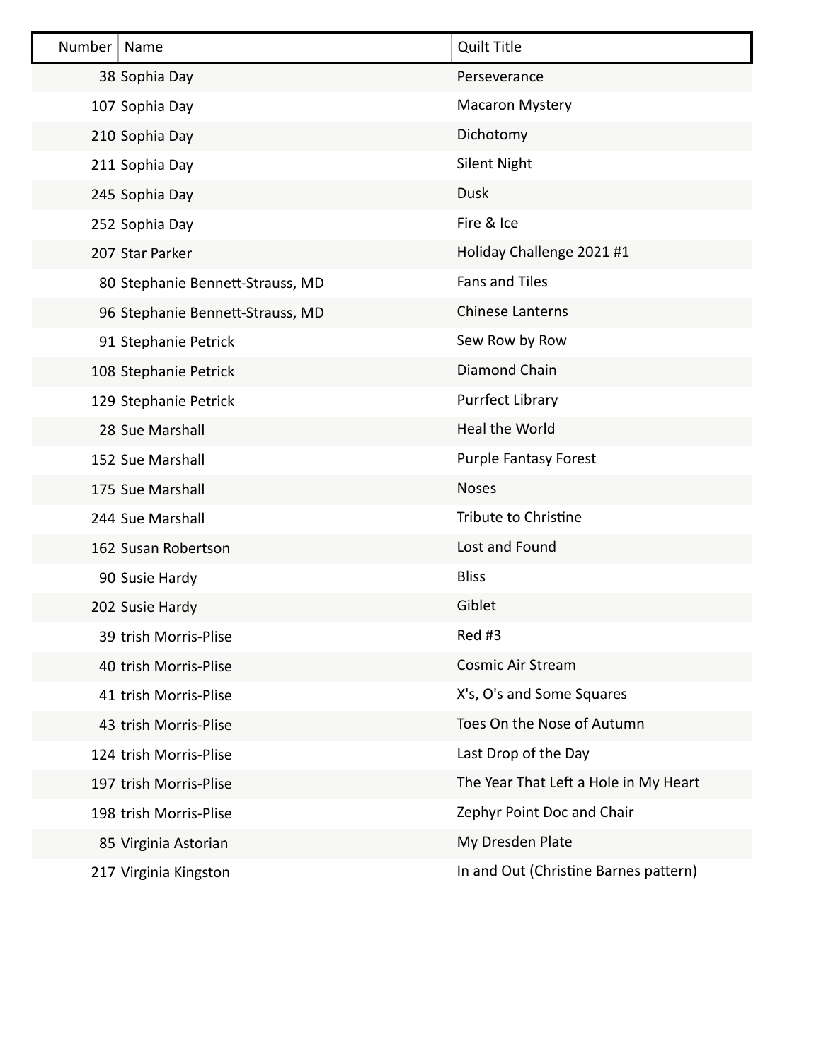| Number | Name | Quilt Title |
|---|---|---|
| 38 | Sophia Day | Perseverance |
| 107 | Sophia Day | Macaron Mystery |
| 210 | Sophia Day | Dichotomy |
| 211 | Sophia Day | Silent Night |
| 245 | Sophia Day | Dusk |
| 252 | Sophia Day | Fire & Ice |
| 207 | Star Parker | Holiday Challenge 2021 #1 |
| 80 | Stephanie Bennett-Strauss, MD | Fans and Tiles |
| 96 | Stephanie Bennett-Strauss, MD | Chinese Lanterns |
| 91 | Stephanie Petrick | Sew Row by Row |
| 108 | Stephanie Petrick | Diamond Chain |
| 129 | Stephanie Petrick | Purrfect Library |
| 28 | Sue Marshall | Heal the World |
| 152 | Sue Marshall | Purple Fantasy Forest |
| 175 | Sue Marshall | Noses |
| 244 | Sue Marshall | Tribute to Christine |
| 162 | Susan Robertson | Lost and Found |
| 90 | Susie Hardy | Bliss |
| 202 | Susie Hardy | Giblet |
| 39 | trish Morris-Plise | Red #3 |
| 40 | trish Morris-Plise | Cosmic Air Stream |
| 41 | trish Morris-Plise | X's, O's and Some Squares |
| 43 | trish Morris-Plise | Toes On the Nose of Autumn |
| 124 | trish Morris-Plise | Last Drop of the Day |
| 197 | trish Morris-Plise | The Year That Left a Hole in My Heart |
| 198 | trish Morris-Plise | Zephyr Point Doc and Chair |
| 85 | Virginia Astorian | My Dresden Plate |
| 217 | Virginia Kingston | In and Out (Christine Barnes pattern) |